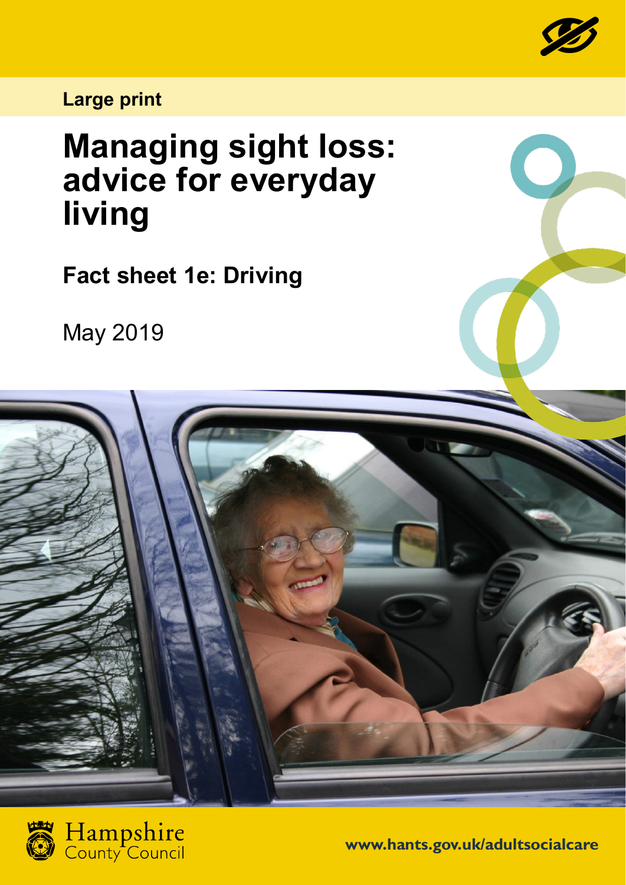Large print

# Managing sight loss: advice for everyday living

## Fact sheet 1e: Driving

May 2019

Hampshire County Council

www.hants.gov.uk/adultsocialcare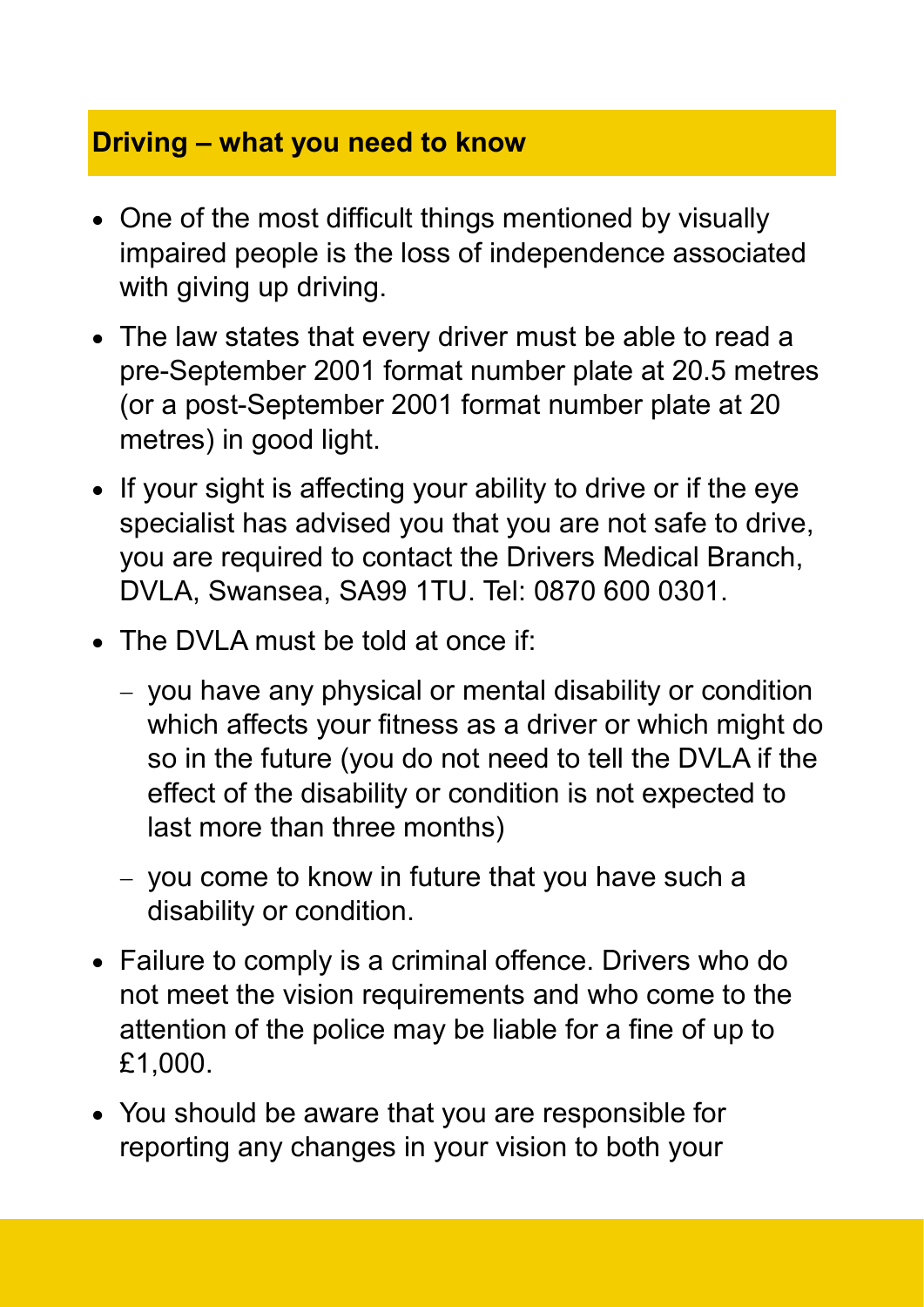## Driving – what you need to know

- One of the most difficult things mentioned by visually impaired people is the loss of independence associated with giving up driving.
- The law states that every driver must be able to read a pre-September 2001 format number plate at 20.5 metres (or a post-September 2001 format number plate at 20 metres) in good light.
- If your sight is affecting your ability to drive or if the eye specialist has advised you that you are not safe to drive, you are required to contact the Drivers Medical Branch, DVLA, Swansea, SA99 1TU. Tel: 0870 600 0301.
- The DVLA must be told at once if:
  - you have any physical or mental disability or condition which affects your fitness as a driver or which might do so in the future (you do not need to tell the DVLA if the effect of the disability or condition is not expected to last more than three months)
  - you come to know in future that you have such a disability or condition.
- Failure to comply is a criminal offence. Drivers who do not meet the vision requirements and who come to the attention of the police may be liable for a fine of up to £1,000.
- You should be aware that you are responsible for reporting any changes in your vision to both your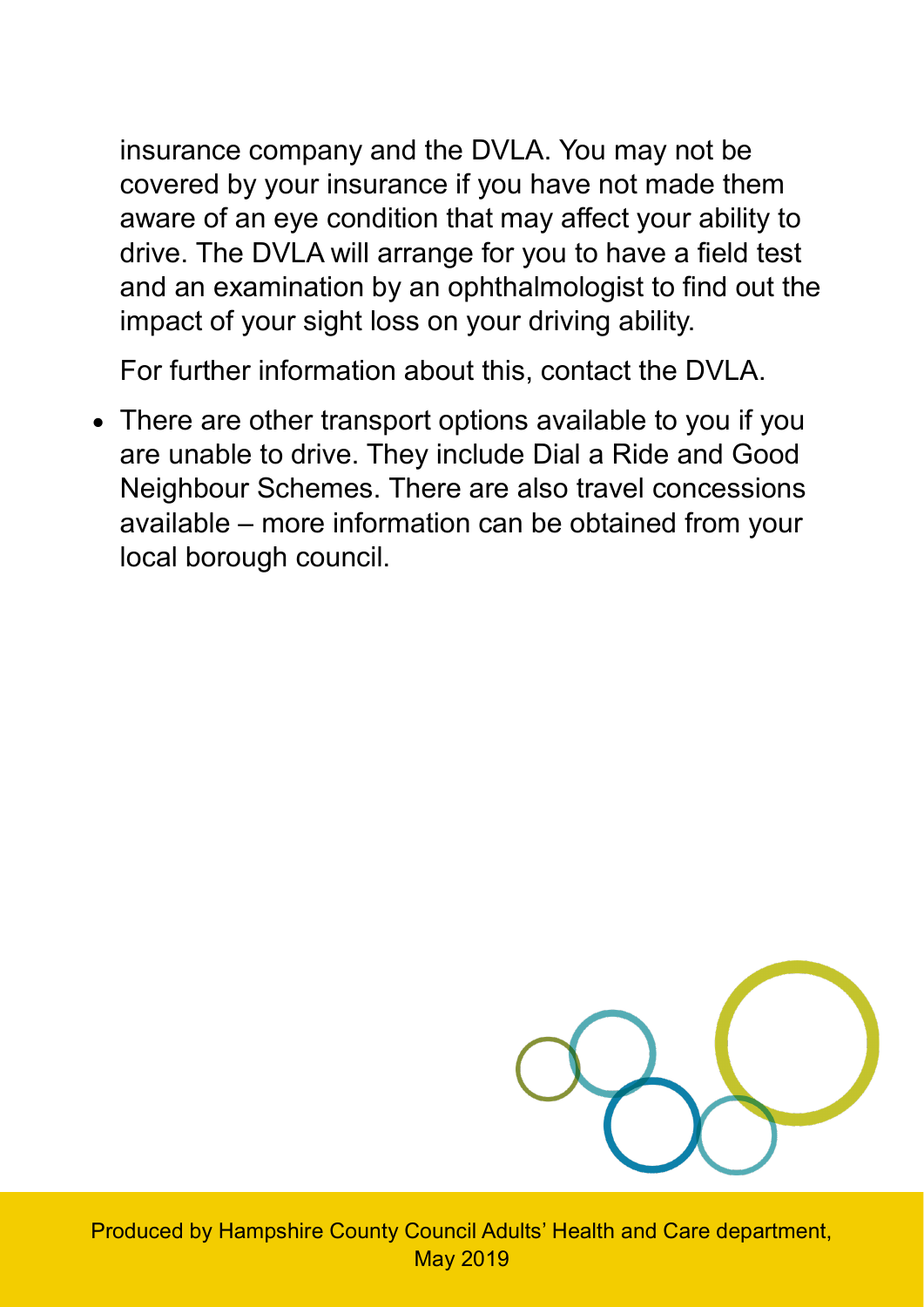insurance company and the DVLA. You may not be covered by your insurance if you have not made them aware of an eye condition that may affect your ability to drive. The DVLA will arrange for you to have a field test and an examination by an ophthalmologist to find out the impact of your sight loss on your driving ability.

For further information about this, contact the DVLA.

- There are other transport options available to you if you are unable to drive. They include Dial a Ride and Good Neighbour Schemes. There are also travel concessions available – more information can be obtained from your local borough council.

Produced by Hampshire County Council Adults' Health and Care department, May 2019